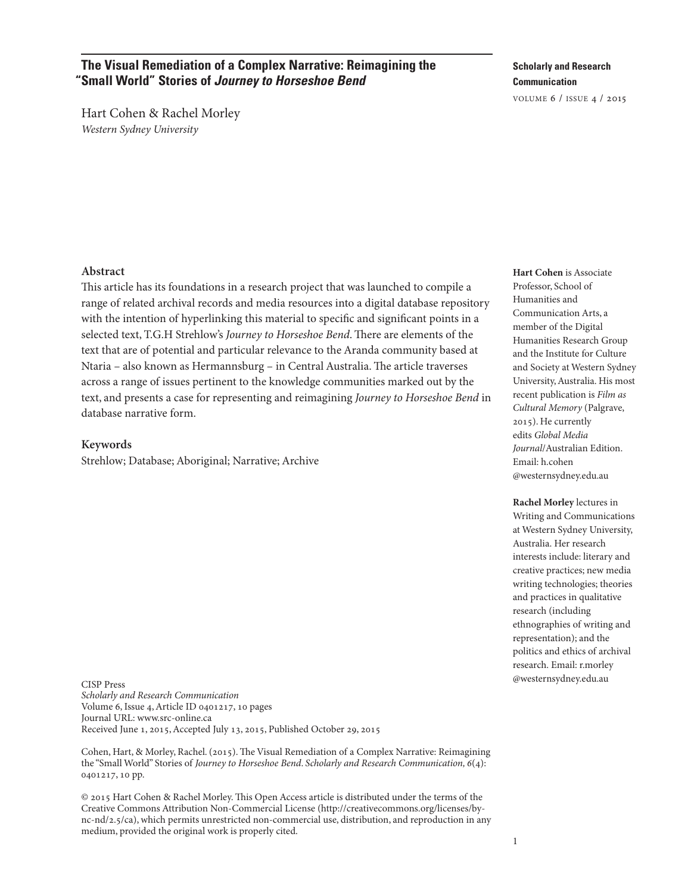# The Visual Remediation of a Complex Narrative: Reimagining the "Small World" Stories of *Journey to Horseshoe Bend*

Hart Cohen & Rachel Morley
*Western Sydney University*

## Abstract

This article has its foundations in a research project that was launched to compile a range of related archival records and media resources into a digital database repository with the intention of hyperlinking this material to specific and significant points in a selected text, T.G.H Strehlow's *Journey to Horseshoe Bend*. There are elements of the text that are of potential and particular relevance to the Aranda community based at Ntaria – also known as Hermannsburg – in Central Australia. The article traverses across a range of issues pertinent to the knowledge communities marked out by the text, and presents a case for representing and reimagining *Journey to Horseshoe Bend* in database narrative form.

## Keywords

Strehlow; Database; Aboriginal; Narrative; Archive

**Hart Cohen** is Associate Professor, School of Humanities and Communication Arts, a member of the Digital Humanities Research Group and the Institute for Culture and Society at Western Sydney University, Australia. His most recent publication is *Film as Cultural Memory* (Palgrave, 2015). He currently edits *Global Media Journal*/Australian Edition. Email: h.cohen@westernsydney.edu.au

**Rachel Morley** lectures in Writing and Communications at Western Sydney University, Australia. Her research interests include: literary and creative practices; new media writing technologies; theories and practices in qualitative research (including ethnographies of writing and representation); and the politics and ethics of archival research. Email: r.morley@westernsydney.edu.au

CISP Press
*Scholarly and Research Communication*
Volume 6, Issue 4, Article ID 0401217, 10 pages
Journal URL: www.src-online.ca
Received June 1, 2015, Accepted July 13, 2015, Published October 29, 2015

Cohen, Hart, & Morley, Rachel. (2015). The Visual Remediation of a Complex Narrative: Reimagining the "Small World" Stories of *Journey to Horseshoe Bend*. *Scholarly and Research Communication, 6*(4): 0401217, 10 pp.

© 2015 Hart Cohen & Rachel Morley. This Open Access article is distributed under the terms of the Creative Commons Attribution Non-Commercial License (http://creativecommons.org/licenses/by-nc-nd/2.5/ca), which permits unrestricted non-commercial use, distribution, and reproduction in any medium, provided the original work is properly cited.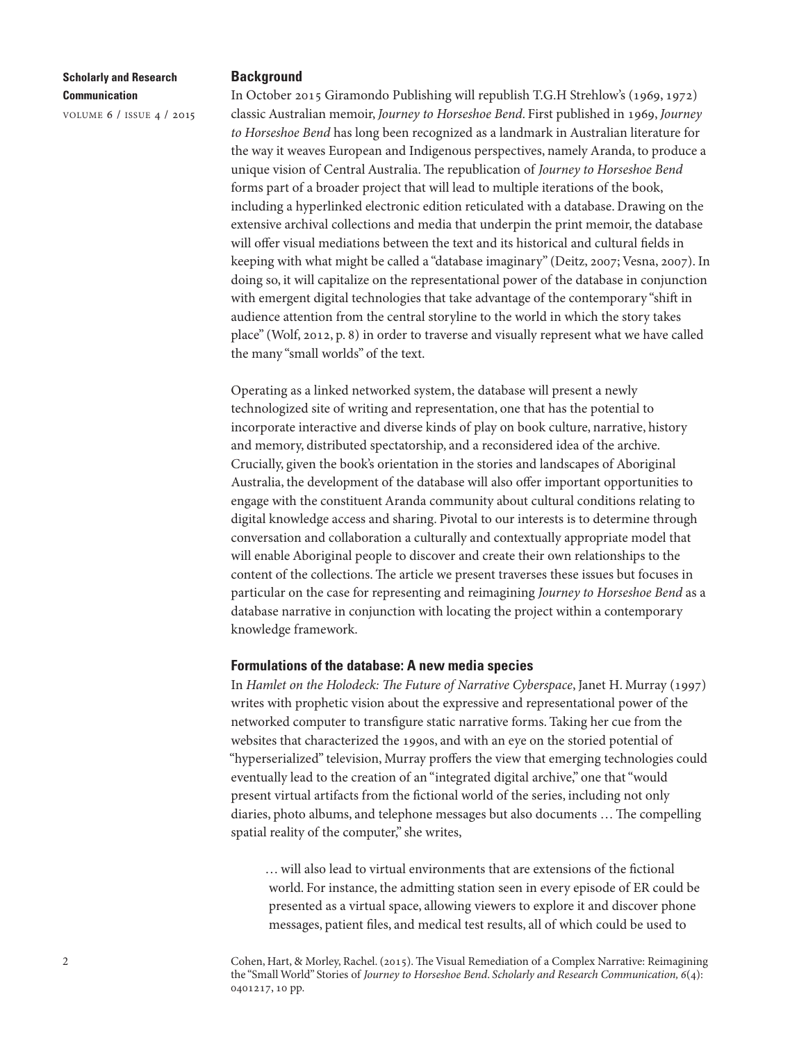## Background

In October 2015 Giramondo Publishing will republish T.G.H Strehlow's (1969, 1972) classic Australian memoir, *Journey to Horseshoe Bend*. First published in 1969, *Journey to Horseshoe Bend* has long been recognized as a landmark in Australian literature for the way it weaves European and Indigenous perspectives, namely Aranda, to produce a unique vision of Central Australia. The republication of *Journey to Horseshoe Bend* forms part of a broader project that will lead to multiple iterations of the book, including a hyperlinked electronic edition reticulated with a database. Drawing on the extensive archival collections and media that underpin the print memoir, the database will offer visual mediations between the text and its historical and cultural fields in keeping with what might be called a "database imaginary" (Deitz, 2007; Vesna, 2007). In doing so, it will capitalize on the representational power of the database in conjunction with emergent digital technologies that take advantage of the contemporary "shift in audience attention from the central storyline to the world in which the story takes place" (Wolf, 2012, p. 8) in order to traverse and visually represent what we have called the many "small worlds" of the text.

Operating as a linked networked system, the database will present a newly technologized site of writing and representation, one that has the potential to incorporate interactive and diverse kinds of play on book culture, narrative, history and memory, distributed spectatorship, and a reconsidered idea of the archive. Crucially, given the book's orientation in the stories and landscapes of Aboriginal Australia, the development of the database will also offer important opportunities to engage with the constituent Aranda community about cultural conditions relating to digital knowledge access and sharing. Pivotal to our interests is to determine through conversation and collaboration a culturally and contextually appropriate model that will enable Aboriginal people to discover and create their own relationships to the content of the collections. The article we present traverses these issues but focuses in particular on the case for representing and reimagining *Journey to Horseshoe Bend* as a database narrative in conjunction with locating the project within a contemporary knowledge framework.

## Formulations of the database: A new media species

In *Hamlet on the Holodeck: The Future of Narrative Cyberspace*, Janet H. Murray (1997) writes with prophetic vision about the expressive and representational power of the networked computer to transfigure static narrative forms. Taking her cue from the websites that characterized the 1990s, and with an eye on the storied potential of "hyperserialized" television, Murray proffers the view that emerging technologies could eventually lead to the creation of an "integrated digital archive," one that "would present virtual artifacts from the fictional world of the series, including not only diaries, photo albums, and telephone messages but also documents … The compelling spatial reality of the computer," she writes,

> … will also lead to virtual environments that are extensions of the fictional world. For instance, the admitting station seen in every episode of ER could be presented as a virtual space, allowing viewers to explore it and discover phone messages, patient files, and medical test results, all of which could be used to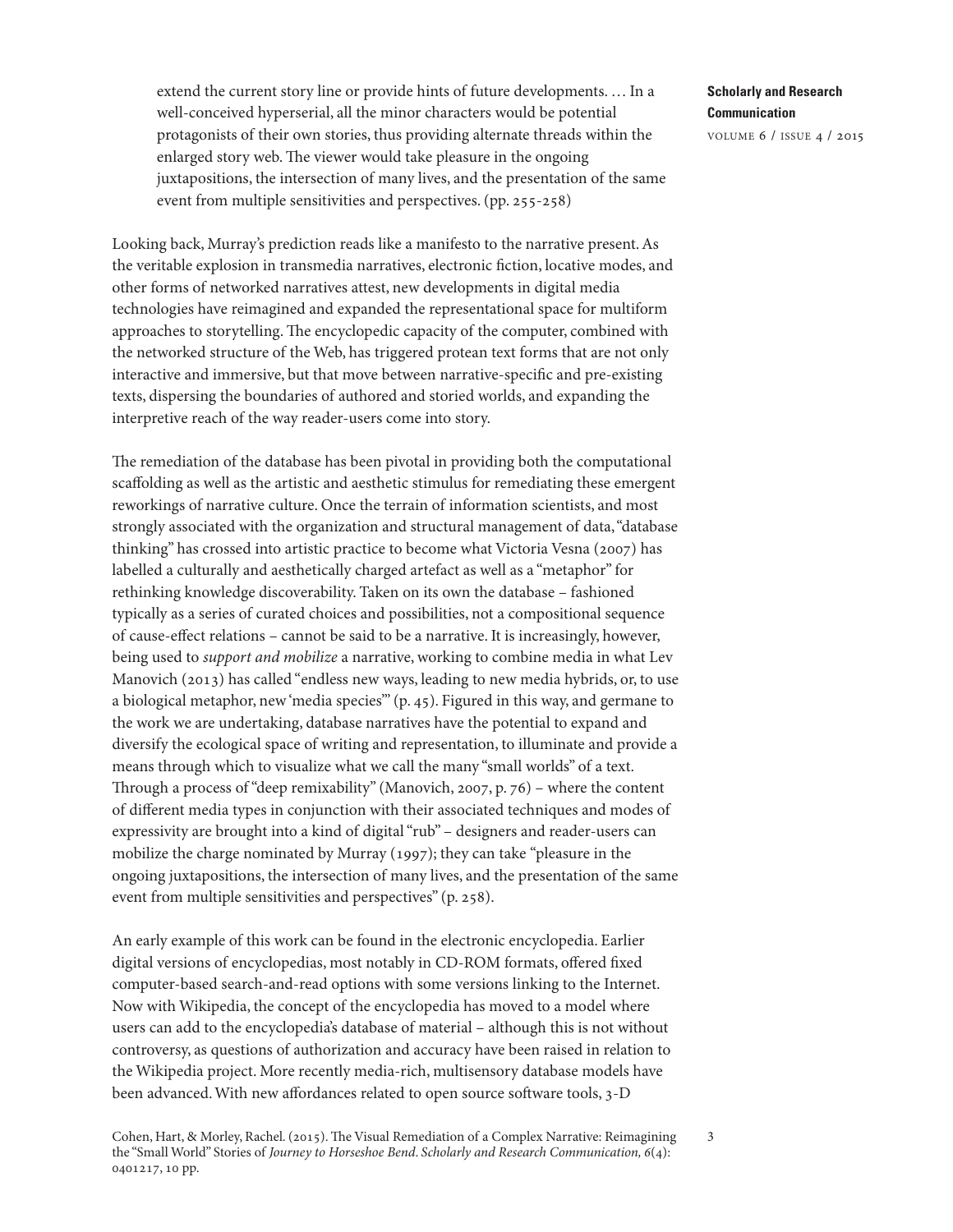> extend the current story line or provide hints of future developments. … In a well-conceived hyperserial, all the minor characters would be potential protagonists of their own stories, thus providing alternate threads within the enlarged story web. The viewer would take pleasure in the ongoing juxtapositions, the intersection of many lives, and the presentation of the same event from multiple sensitivities and perspectives. (pp. 255-258)

Looking back, Murray's prediction reads like a manifesto to the narrative present. As the veritable explosion in transmedia narratives, electronic fiction, locative modes, and other forms of networked narratives attest, new developments in digital media technologies have reimagined and expanded the representational space for multiform approaches to storytelling. The encyclopedic capacity of the computer, combined with the networked structure of the Web, has triggered protean text forms that are not only interactive and immersive, but that move between narrative-specific and pre-existing texts, dispersing the boundaries of authored and storied worlds, and expanding the interpretive reach of the way reader-users come into story.

The remediation of the database has been pivotal in providing both the computational scaffolding as well as the artistic and aesthetic stimulus for remediating these emergent reworkings of narrative culture. Once the terrain of information scientists, and most strongly associated with the organization and structural management of data, "database thinking" has crossed into artistic practice to become what Victoria Vesna (2007) has labelled a culturally and aesthetically charged artefact as well as a "metaphor" for rethinking knowledge discoverability. Taken on its own the database – fashioned typically as a series of curated choices and possibilities, not a compositional sequence of cause-effect relations – cannot be said to be a narrative. It is increasingly, however, being used to *support and mobilize* a narrative, working to combine media in what Lev Manovich (2013) has called "endless new ways, leading to new media hybrids, or, to use a biological metaphor, new 'media species'" (p. 45). Figured in this way, and germane to the work we are undertaking, database narratives have the potential to expand and diversify the ecological space of writing and representation, to illuminate and provide a means through which to visualize what we call the many "small worlds" of a text. Through a process of "deep remixability" (Manovich, 2007, p. 76) – where the content of different media types in conjunction with their associated techniques and modes of expressivity are brought into a kind of digital "rub" – designers and reader-users can mobilize the charge nominated by Murray (1997); they can take "pleasure in the ongoing juxtapositions, the intersection of many lives, and the presentation of the same event from multiple sensitivities and perspectives" (p. 258).

An early example of this work can be found in the electronic encyclopedia. Earlier digital versions of encyclopedias, most notably in CD-ROM formats, offered fixed computer-based search-and-read options with some versions linking to the Internet. Now with Wikipedia, the concept of the encyclopedia has moved to a model where users can add to the encyclopedia's database of material – although this is not without controversy, as questions of authorization and accuracy have been raised in relation to the Wikipedia project. More recently media-rich, multisensory database models have been advanced. With new affordances related to open source software tools, 3-D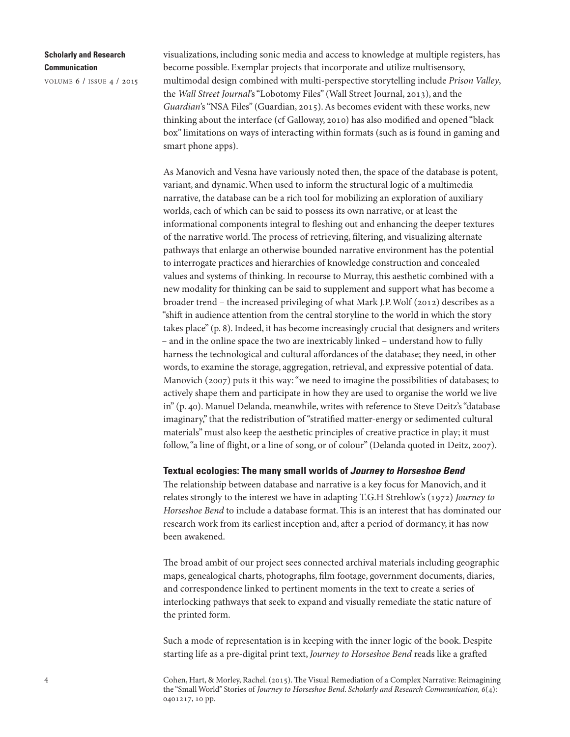visualizations, including sonic media and access to knowledge at multiple registers, has become possible. Exemplar projects that incorporate and utilize multisensory, multimodal design combined with multi-perspective storytelling include *Prison Valley*, the *Wall Street Journal*'s "Lobotomy Files" (Wall Street Journal, 2013), and the *Guardian*'s "NSA Files" (Guardian, 2015). As becomes evident with these works, new thinking about the interface (cf Galloway, 2010) has also modified and opened "black box" limitations on ways of interacting within formats (such as is found in gaming and smart phone apps).

As Manovich and Vesna have variously noted then, the space of the database is potent, variant, and dynamic. When used to inform the structural logic of a multimedia narrative, the database can be a rich tool for mobilizing an exploration of auxiliary worlds, each of which can be said to possess its own narrative, or at least the informational components integral to fleshing out and enhancing the deeper textures of the narrative world. The process of retrieving, filtering, and visualizing alternate pathways that enlarge an otherwise bounded narrative environment has the potential to interrogate practices and hierarchies of knowledge construction and concealed values and systems of thinking. In recourse to Murray, this aesthetic combined with a new modality for thinking can be said to supplement and support what has become a broader trend – the increased privileging of what Mark J.P. Wolf (2012) describes as a "shift in audience attention from the central storyline to the world in which the story takes place" (p. 8). Indeed, it has become increasingly crucial that designers and writers – and in the online space the two are inextricably linked – understand how to fully harness the technological and cultural affordances of the database; they need, in other words, to examine the storage, aggregation, retrieval, and expressive potential of data. Manovich (2007) puts it this way: "we need to imagine the possibilities of databases; to actively shape them and participate in how they are used to organise the world we live in" (p. 40). Manuel Delanda, meanwhile, writes with reference to Steve Deitz's "database imaginary," that the redistribution of "stratified matter-energy or sedimented cultural materials" must also keep the aesthetic principles of creative practice in play; it must follow, "a line of flight, or a line of song, or of colour" (Delanda quoted in Deitz, 2007).

## Textual ecologies: The many small worlds of *Journey to Horseshoe Bend*

The relationship between database and narrative is a key focus for Manovich, and it relates strongly to the interest we have in adapting T.G.H Strehlow's (1972) *Journey to Horseshoe Bend* to include a database format. This is an interest that has dominated our research work from its earliest inception and, after a period of dormancy, it has now been awakened.

The broad ambit of our project sees connected archival materials including geographic maps, genealogical charts, photographs, film footage, government documents, diaries, and correspondence linked to pertinent moments in the text to create a series of interlocking pathways that seek to expand and visually remediate the static nature of the printed form.

Such a mode of representation is in keeping with the inner logic of the book. Despite starting life as a pre-digital print text, *Journey to Horseshoe Bend* reads like a grafted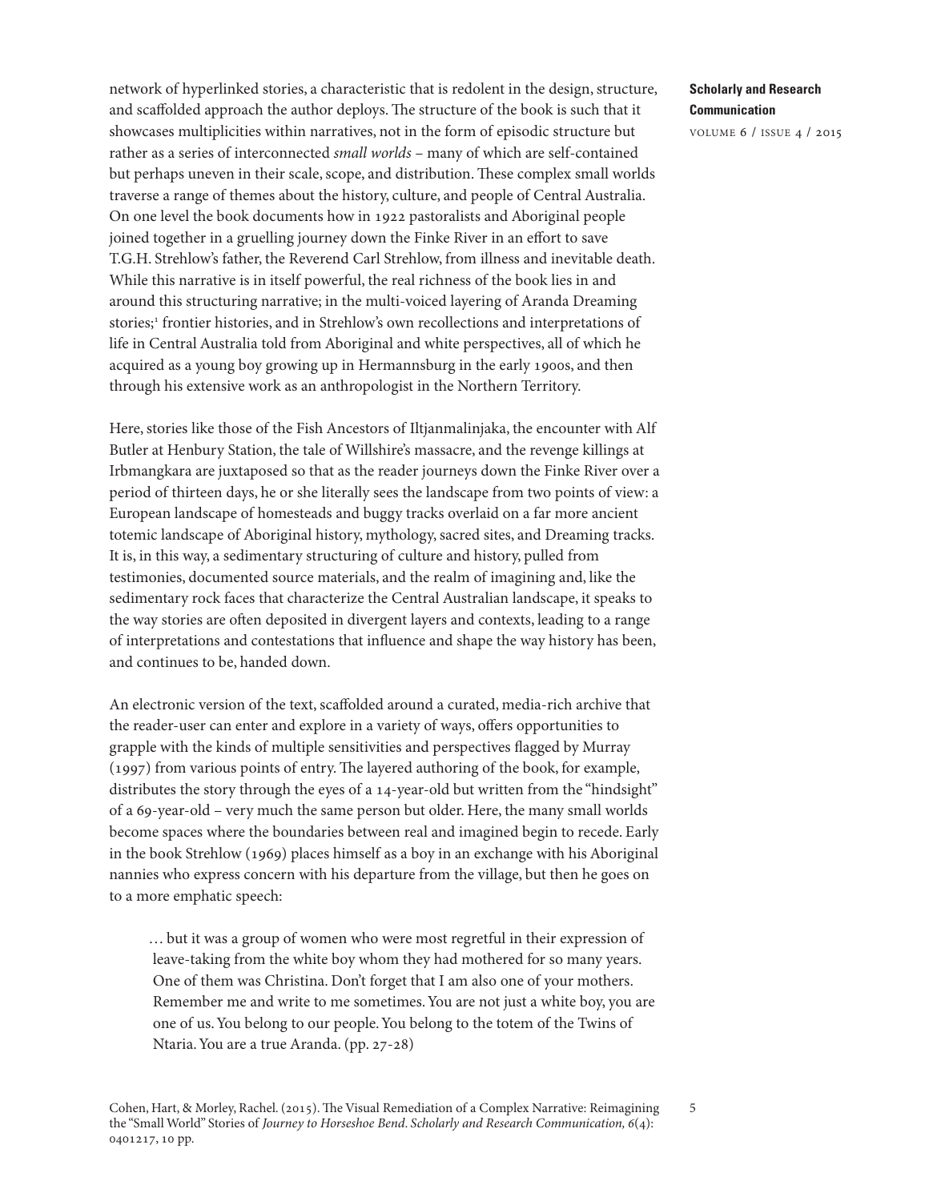network of hyperlinked stories, a characteristic that is redolent in the design, structure, and scaffolded approach the author deploys. The structure of the book is such that it showcases multiplicities within narratives, not in the form of episodic structure but rather as a series of interconnected *small worlds* – many of which are self-contained but perhaps uneven in their scale, scope, and distribution. These complex small worlds traverse a range of themes about the history, culture, and people of Central Australia. On one level the book documents how in 1922 pastoralists and Aboriginal people joined together in a gruelling journey down the Finke River in an effort to save T.G.H. Strehlow's father, the Reverend Carl Strehlow, from illness and inevitable death. While this narrative is in itself powerful, the real richness of the book lies in and around this structuring narrative; in the multi-voiced layering of Aranda Dreaming stories;[1] frontier histories, and in Strehlow's own recollections and interpretations of life in Central Australia told from Aboriginal and white perspectives, all of which he acquired as a young boy growing up in Hermannsburg in the early 1900s, and then through his extensive work as an anthropologist in the Northern Territory.

Here, stories like those of the Fish Ancestors of Iltjanmalinjaka, the encounter with Alf Butler at Henbury Station, the tale of Willshire's massacre, and the revenge killings at Irbmangkara are juxtaposed so that as the reader journeys down the Finke River over a period of thirteen days, he or she literally sees the landscape from two points of view: a European landscape of homesteads and buggy tracks overlaid on a far more ancient totemic landscape of Aboriginal history, mythology, sacred sites, and Dreaming tracks. It is, in this way, a sedimentary structuring of culture and history, pulled from testimonies, documented source materials, and the realm of imagining and, like the sedimentary rock faces that characterize the Central Australian landscape, it speaks to the way stories are often deposited in divergent layers and contexts, leading to a range of interpretations and contestations that influence and shape the way history has been, and continues to be, handed down.

An electronic version of the text, scaffolded around a curated, media-rich archive that the reader-user can enter and explore in a variety of ways, offers opportunities to grapple with the kinds of multiple sensitivities and perspectives flagged by Murray (1997) from various points of entry. The layered authoring of the book, for example, distributes the story through the eyes of a 14-year-old but written from the "hindsight" of a 69-year-old – very much the same person but older. Here, the many small worlds become spaces where the boundaries between real and imagined begin to recede. Early in the book Strehlow (1969) places himself as a boy in an exchange with his Aboriginal nannies who express concern with his departure from the village, but then he goes on to a more emphatic speech:

> … but it was a group of women who were most regretful in their expression of leave-taking from the white boy whom they had mothered for so many years. One of them was Christina. Don't forget that I am also one of your mothers. Remember me and write to me sometimes. You are not just a white boy, you are one of us. You belong to our people. You belong to the totem of the Twins of Ntaria. You are a true Aranda. (pp. 27-28)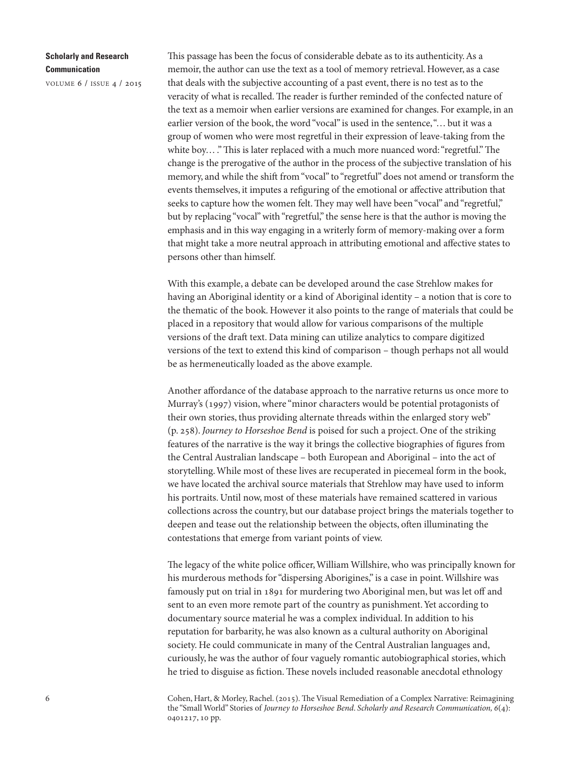This passage has been the focus of considerable debate as to its authenticity. As a memoir, the author can use the text as a tool of memory retrieval. However, as a case that deals with the subjective accounting of a past event, there is no test as to the veracity of what is recalled. The reader is further reminded of the confected nature of the text as a memoir when earlier versions are examined for changes. For example, in an earlier version of the book, the word "vocal" is used in the sentence, "… but it was a group of women who were most regretful in their expression of leave-taking from the white boy… ." This is later replaced with a much more nuanced word: "regretful." The change is the prerogative of the author in the process of the subjective translation of his memory, and while the shift from "vocal" to "regretful" does not amend or transform the events themselves, it imputes a refiguring of the emotional or affective attribution that seeks to capture how the women felt. They may well have been "vocal" and "regretful," but by replacing "vocal" with "regretful," the sense here is that the author is moving the emphasis and in this way engaging in a writerly form of memory-making over a form that might take a more neutral approach in attributing emotional and affective states to persons other than himself.

With this example, a debate can be developed around the case Strehlow makes for having an Aboriginal identity or a kind of Aboriginal identity – a notion that is core to the thematic of the book. However it also points to the range of materials that could be placed in a repository that would allow for various comparisons of the multiple versions of the draft text. Data mining can utilize analytics to compare digitized versions of the text to extend this kind of comparison – though perhaps not all would be as hermeneutically loaded as the above example.

Another affordance of the database approach to the narrative returns us once more to Murray's (1997) vision, where "minor characters would be potential protagonists of their own stories, thus providing alternate threads within the enlarged story web" (p. 258). *Journey to Horseshoe Bend* is poised for such a project. One of the striking features of the narrative is the way it brings the collective biographies of figures from the Central Australian landscape – both European and Aboriginal – into the act of storytelling. While most of these lives are recuperated in piecemeal form in the book, we have located the archival source materials that Strehlow may have used to inform his portraits. Until now, most of these materials have remained scattered in various collections across the country, but our database project brings the materials together to deepen and tease out the relationship between the objects, often illuminating the contestations that emerge from variant points of view.

The legacy of the white police officer, William Willshire, who was principally known for his murderous methods for "dispersing Aborigines," is a case in point. Willshire was famously put on trial in 1891 for murdering two Aboriginal men, but was let off and sent to an even more remote part of the country as punishment. Yet according to documentary source material he was a complex individual. In addition to his reputation for barbarity, he was also known as a cultural authority on Aboriginal society. He could communicate in many of the Central Australian languages and, curiously, he was the author of four vaguely romantic autobiographical stories, which he tried to disguise as fiction. These novels included reasonable anecdotal ethnology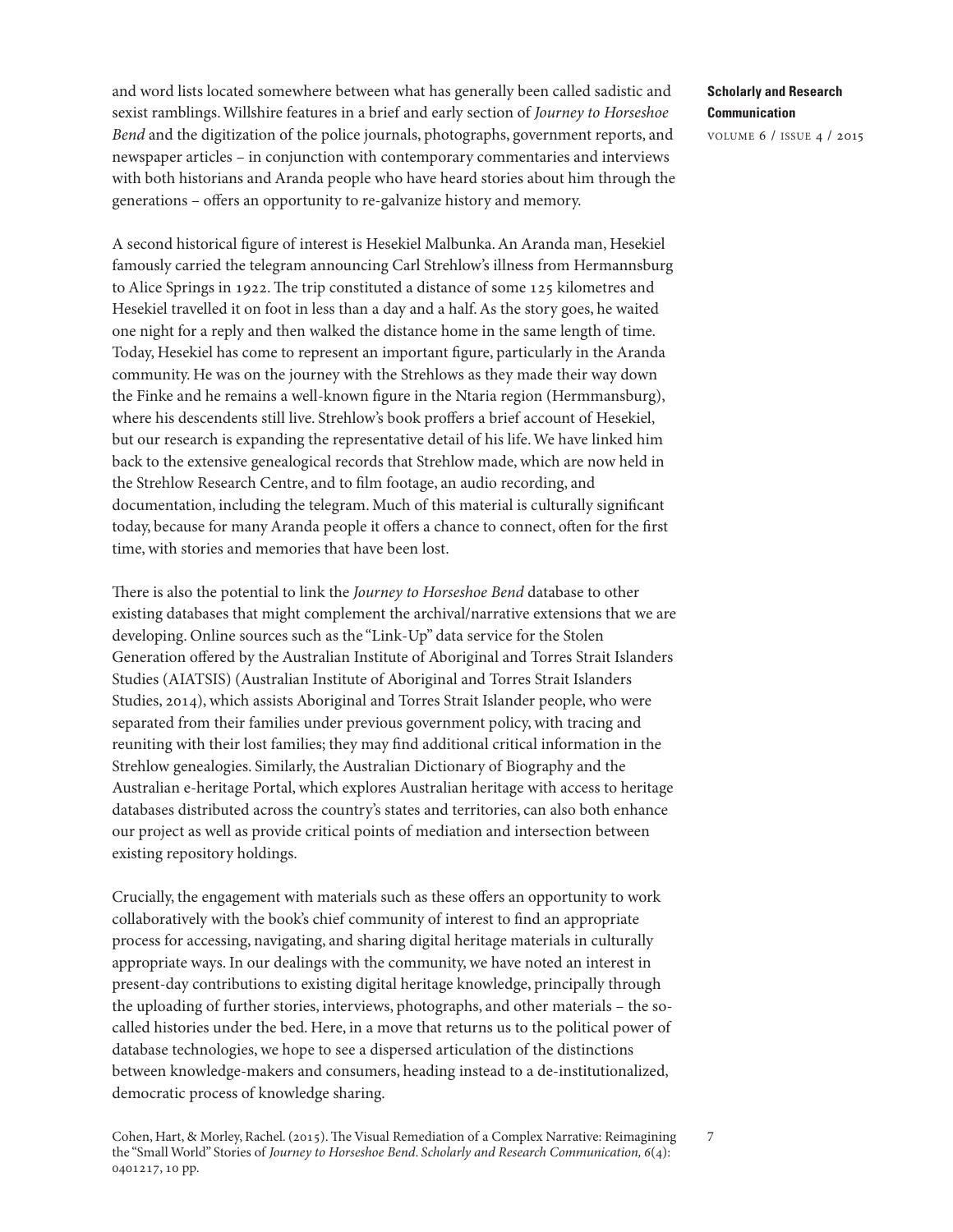and word lists located somewhere between what has generally been called sadistic and sexist ramblings. Willshire features in a brief and early section of *Journey to Horseshoe Bend* and the digitization of the police journals, photographs, government reports, and newspaper articles – in conjunction with contemporary commentaries and interviews with both historians and Aranda people who have heard stories about him through the generations – offers an opportunity to re-galvanize history and memory.

A second historical figure of interest is Hesekiel Malbunka. An Aranda man, Hesekiel famously carried the telegram announcing Carl Strehlow's illness from Hermannsburg to Alice Springs in 1922. The trip constituted a distance of some 125 kilometres and Hesekiel travelled it on foot in less than a day and a half. As the story goes, he waited one night for a reply and then walked the distance home in the same length of time. Today, Hesekiel has come to represent an important figure, particularly in the Aranda community. He was on the journey with the Strehlows as they made their way down the Finke and he remains a well-known figure in the Ntaria region (Hermmansburg), where his descendents still live. Strehlow's book proffers a brief account of Hesekiel, but our research is expanding the representative detail of his life. We have linked him back to the extensive genealogical records that Strehlow made, which are now held in the Strehlow Research Centre, and to film footage, an audio recording, and documentation, including the telegram. Much of this material is culturally significant today, because for many Aranda people it offers a chance to connect, often for the first time, with stories and memories that have been lost.

There is also the potential to link the *Journey to Horseshoe Bend* database to other existing databases that might complement the archival/narrative extensions that we are developing. Online sources such as the "Link-Up" data service for the Stolen Generation offered by the Australian Institute of Aboriginal and Torres Strait Islanders Studies (AIATSIS) (Australian Institute of Aboriginal and Torres Strait Islanders Studies, 2014), which assists Aboriginal and Torres Strait Islander people, who were separated from their families under previous government policy, with tracing and reuniting with their lost families; they may find additional critical information in the Strehlow genealogies. Similarly, the Australian Dictionary of Biography and the Australian e-heritage Portal, which explores Australian heritage with access to heritage databases distributed across the country's states and territories, can also both enhance our project as well as provide critical points of mediation and intersection between existing repository holdings.

Crucially, the engagement with materials such as these offers an opportunity to work collaboratively with the book's chief community of interest to find an appropriate process for accessing, navigating, and sharing digital heritage materials in culturally appropriate ways. In our dealings with the community, we have noted an interest in present-day contributions to existing digital heritage knowledge, principally through the uploading of further stories, interviews, photographs, and other materials – the so-called histories under the bed. Here, in a move that returns us to the political power of database technologies, we hope to see a dispersed articulation of the distinctions between knowledge-makers and consumers, heading instead to a de-institutionalized, democratic process of knowledge sharing.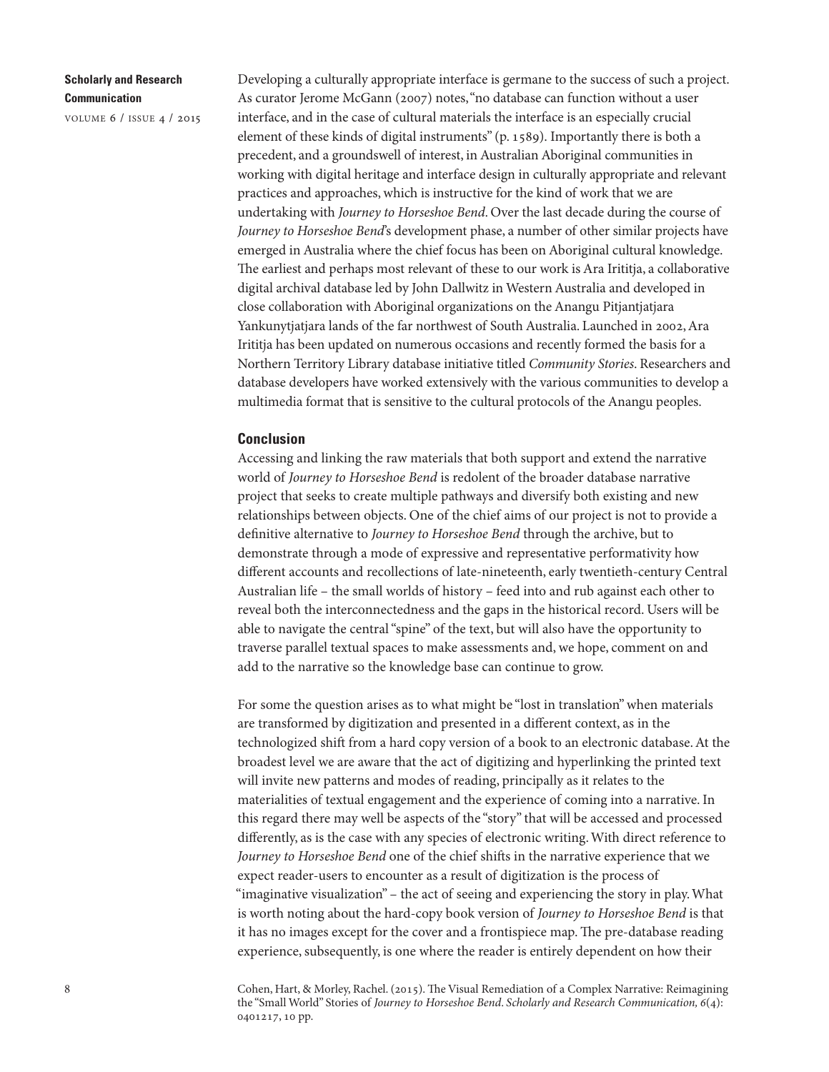Developing a culturally appropriate interface is germane to the success of such a project. As curator Jerome McGann (2007) notes, "no database can function without a user interface, and in the case of cultural materials the interface is an especially crucial element of these kinds of digital instruments" (p. 1589). Importantly there is both a precedent, and a groundswell of interest, in Australian Aboriginal communities in working with digital heritage and interface design in culturally appropriate and relevant practices and approaches, which is instructive for the kind of work that we are undertaking with *Journey to Horseshoe Bend*. Over the last decade during the course of *Journey to Horseshoe Bend*'s development phase, a number of other similar projects have emerged in Australia where the chief focus has been on Aboriginal cultural knowledge. The earliest and perhaps most relevant of these to our work is Ara Irititja, a collaborative digital archival database led by John Dallwitz in Western Australia and developed in close collaboration with Aboriginal organizations on the Anangu Pitjantjatjara Yankunytjatjara lands of the far northwest of South Australia. Launched in 2002, Ara Irititja has been updated on numerous occasions and recently formed the basis for a Northern Territory Library database initiative titled *Community Stories*. Researchers and database developers have worked extensively with the various communities to develop a multimedia format that is sensitive to the cultural protocols of the Anangu peoples.

## Conclusion

Accessing and linking the raw materials that both support and extend the narrative world of *Journey to Horseshoe Bend* is redolent of the broader database narrative project that seeks to create multiple pathways and diversify both existing and new relationships between objects. One of the chief aims of our project is not to provide a definitive alternative to *Journey to Horseshoe Bend* through the archive, but to demonstrate through a mode of expressive and representative performativity how different accounts and recollections of late-nineteenth, early twentieth-century Central Australian life – the small worlds of history – feed into and rub against each other to reveal both the interconnectedness and the gaps in the historical record. Users will be able to navigate the central "spine" of the text, but will also have the opportunity to traverse parallel textual spaces to make assessments and, we hope, comment on and add to the narrative so the knowledge base can continue to grow.

For some the question arises as to what might be "lost in translation" when materials are transformed by digitization and presented in a different context, as in the technologized shift from a hard copy version of a book to an electronic database. At the broadest level we are aware that the act of digitizing and hyperlinking the printed text will invite new patterns and modes of reading, principally as it relates to the materialities of textual engagement and the experience of coming into a narrative. In this regard there may well be aspects of the "story" that will be accessed and processed differently, as is the case with any species of electronic writing. With direct reference to *Journey to Horseshoe Bend* one of the chief shifts in the narrative experience that we expect reader-users to encounter as a result of digitization is the process of "imaginative visualization" – the act of seeing and experiencing the story in play. What is worth noting about the hard-copy book version of *Journey to Horseshoe Bend* is that it has no images except for the cover and a frontispiece map. The pre-database reading experience, subsequently, is one where the reader is entirely dependent on how their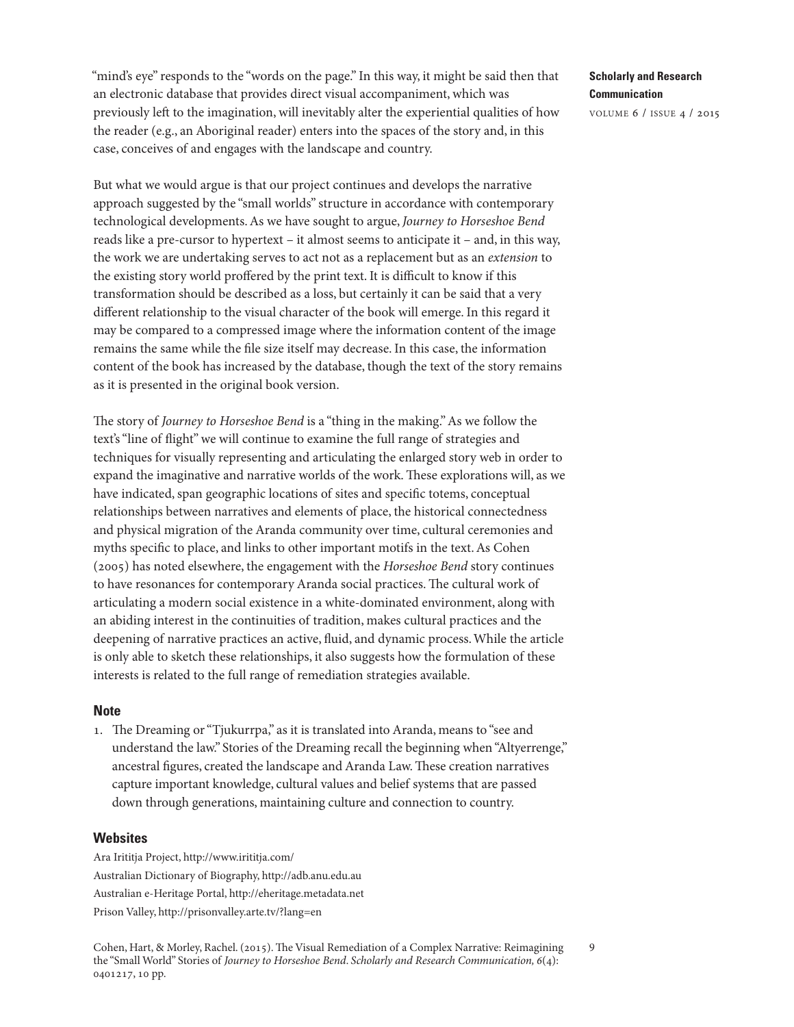"mind's eye" responds to the "words on the page." In this way, it might be said then that an electronic database that provides direct visual accompaniment, which was previously left to the imagination, will inevitably alter the experiential qualities of how the reader (e.g., an Aboriginal reader) enters into the spaces of the story and, in this case, conceives of and engages with the landscape and country.

But what we would argue is that our project continues and develops the narrative approach suggested by the "small worlds" structure in accordance with contemporary technological developments. As we have sought to argue, *Journey to Horseshoe Bend* reads like a pre-cursor to hypertext – it almost seems to anticipate it – and, in this way, the work we are undertaking serves to act not as a replacement but as an *extension* to the existing story world proffered by the print text. It is difficult to know if this transformation should be described as a loss, but certainly it can be said that a very different relationship to the visual character of the book will emerge. In this regard it may be compared to a compressed image where the information content of the image remains the same while the file size itself may decrease. In this case, the information content of the book has increased by the database, though the text of the story remains as it is presented in the original book version.

The story of *Journey to Horseshoe Bend* is a "thing in the making." As we follow the text's "line of flight" we will continue to examine the full range of strategies and techniques for visually representing and articulating the enlarged story web in order to expand the imaginative and narrative worlds of the work. These explorations will, as we have indicated, span geographic locations of sites and specific totems, conceptual relationships between narratives and elements of place, the historical connectedness and physical migration of the Aranda community over time, cultural ceremonies and myths specific to place, and links to other important motifs in the text. As Cohen (2005) has noted elsewhere, the engagement with the *Horseshoe Bend* story continues to have resonances for contemporary Aranda social practices. The cultural work of articulating a modern social existence in a white-dominated environment, along with an abiding interest in the continuities of tradition, makes cultural practices and the deepening of narrative practices an active, fluid, and dynamic process. While the article is only able to sketch these relationships, it also suggests how the formulation of these interests is related to the full range of remediation strategies available.

## Note

1. The Dreaming or "Tjukurrpa," as it is translated into Aranda, means to "see and understand the law." Stories of the Dreaming recall the beginning when "Altyerrenge," ancestral figures, created the landscape and Aranda Law. These creation narratives capture important knowledge, cultural values and belief systems that are passed down through generations, maintaining culture and connection to country.

## Websites

Ara Irititja Project, http://www.irititja.com/

Australian Dictionary of Biography, http://adb.anu.edu.au

Australian e-Heritage Portal, http://eheritage.metadata.net

Prison Valley, http://prisonvalley.arte.tv/?lang=en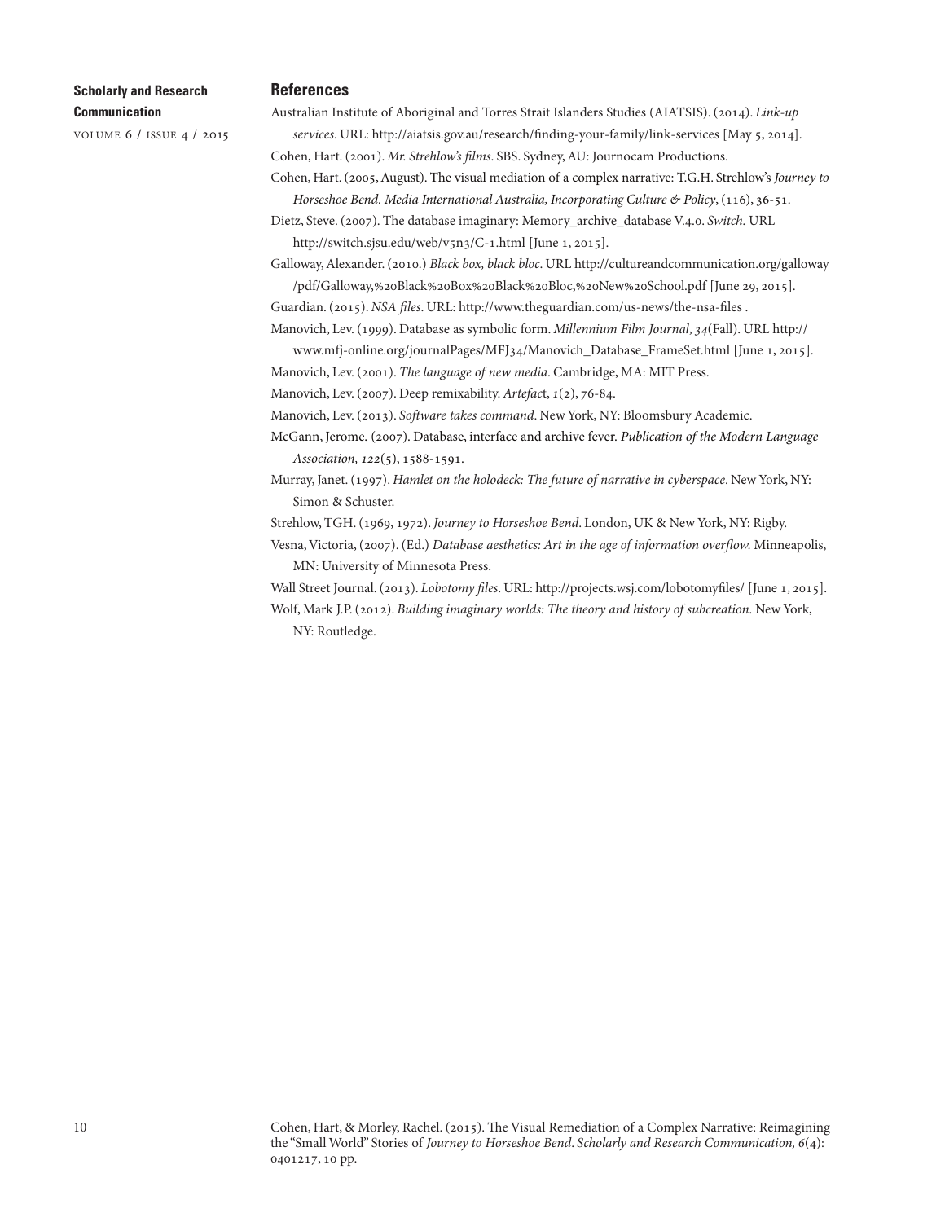## References

Australian Institute of Aboriginal and Torres Strait Islanders Studies (AIATSIS). (2014). *Link-up services*. URL: http://aiatsis.gov.au/research/finding-your-family/link-services [May 5, 2014].

Cohen, Hart. (2001). *Mr. Strehlow's films*. SBS. Sydney, AU: Journocam Productions.

Cohen, Hart. (2005, August). The visual mediation of a complex narrative: T.G.H. Strehlow's *Journey to Horseshoe Bend*. *Media International Australia, Incorporating Culture & Policy*, (116), 36-51.

Dietz, Steve. (2007). The database imaginary: Memory_archive_database V.4.0. *Switch.* URL http://switch.sjsu.edu/web/v5n3/C-1.html [June 1, 2015].

Galloway, Alexander. (2010.) *Black box, black bloc*. URL http://cultureandcommunication.org/galloway/pdf/Galloway,%20Black%20Box%20Black%20Bloc,%20New%20School.pdf [June 29, 2015].

Guardian. (2015). *NSA files*. URL: http://www.theguardian.com/us-news/the-nsa-files .

Manovich, Lev. (1999). Database as symbolic form. *Millennium Film Journal*, *34*(Fall). URL http://www.mfj-online.org/journalPages/MFJ34/Manovich_Database_FrameSet.html [June 1, 2015].

Manovich, Lev. (2001). *The language of new media*. Cambridge, MA: MIT Press.

Manovich, Lev. (2007). Deep remixability. *Artefact*, *1*(2), 76-84.

Manovich, Lev. (2013). *Software takes command*. New York, NY: Bloomsbury Academic.

McGann, Jerome. (2007). Database, interface and archive fever. *Publication of the Modern Language Association, 122*(5), 1588-1591.

Murray, Janet. (1997). *Hamlet on the holodeck: The future of narrative in cyberspace*. New York, NY: Simon & Schuster.

Strehlow, TGH. (1969, 1972). *Journey to Horseshoe Bend*. London, UK & New York, NY: Rigby.

Vesna, Victoria, (2007). (Ed.) *Database aesthetics: Art in the age of information overflow.* Minneapolis, MN: University of Minnesota Press.

Wall Street Journal. (2013). *Lobotomy files*. URL: http://projects.wsj.com/lobotomyfiles/ [June 1, 2015].

Wolf, Mark J.P. (2012). *Building imaginary worlds: The theory and history of subcreation.* New York, NY: Routledge.